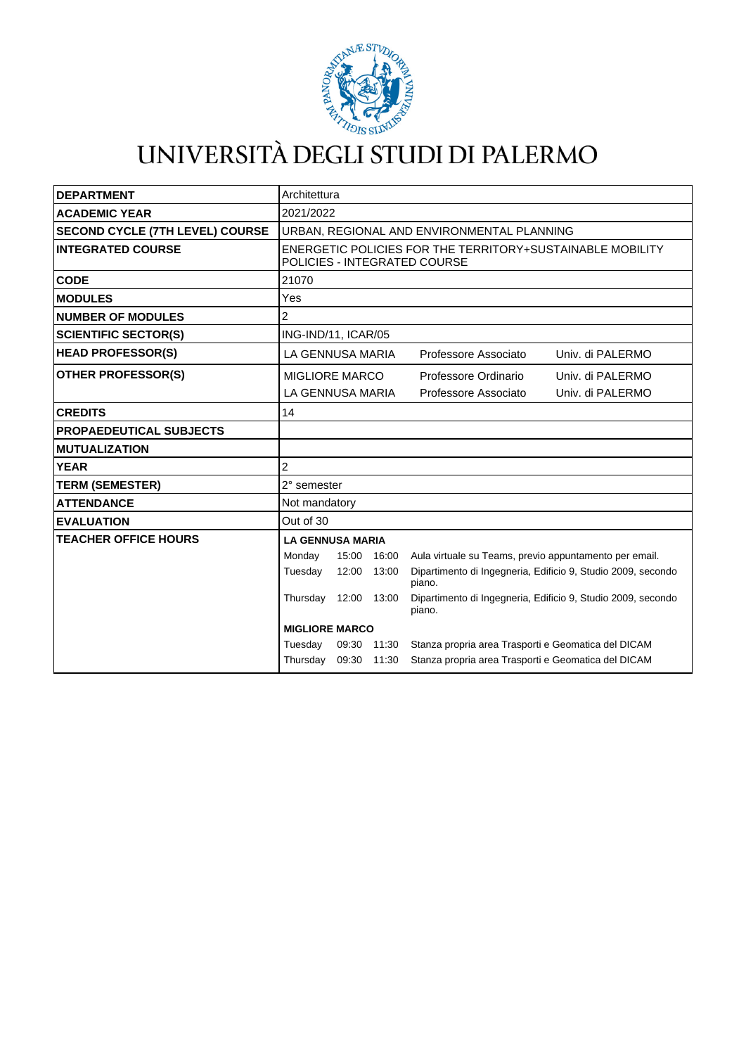# UNIVERSITÀ DEGLI STUDI DI PALERMO

| | |
|---|---|
| **DEPARTMENT** | Architettura |
| **ACADEMIC YEAR** | 2021/2022 |
| **SECOND CYCLE (7TH LEVEL) COURSE** | URBAN, REGIONAL AND ENVIRONMENTAL PLANNING |
| **INTEGRATED COURSE** | ENERGETIC POLICIES FOR THE TERRITORY+SUSTAINABLE MOBILITY POLICIES - INTEGRATED COURSE |
| **CODE** | 21070 |
| **MODULES** | Yes |
| **NUMBER OF MODULES** | 2 |
| **SCIENTIFIC SECTOR(S)** | ING-IND/11, ICAR/05 |
| **HEAD PROFESSOR(S)** | LA GENNUSA MARIA — Professore Associato — Univ. di PALERMO |
| **OTHER PROFESSOR(S)** | MIGLIORE MARCO — Professore Ordinario — Univ. di PALERMO<br>LA GENNUSA MARIA — Professore Associato — Univ. di PALERMO |
| **CREDITS** | 14 |
| **PROPAEDEUTICAL SUBJECTS** | |
| **MUTUALIZATION** | |
| **YEAR** | 2 |
| **TERM (SEMESTER)** | 2° semester |
| **ATTENDANCE** | Not mandatory |
| **EVALUATION** | Out of 30 |
| **TEACHER OFFICE HOURS** | **LA GENNUSA MARIA**<br>Monday 15:00 16:00 Aula virtuale su Teams, previo appuntamento per email.<br>Tuesday 12:00 13:00 Dipartimento di Ingegneria, Edificio 9, Studio 2009, secondo piano.<br>Thursday 12:00 13:00 Dipartimento di Ingegneria, Edificio 9, Studio 2009, secondo piano.<br>**MIGLIORE MARCO**<br>Tuesday 09:30 11:30 Stanza propria area Trasporti e Geomatica del DICAM<br>Thursday 09:30 11:30 Stanza propria area Trasporti e Geomatica del DICAM |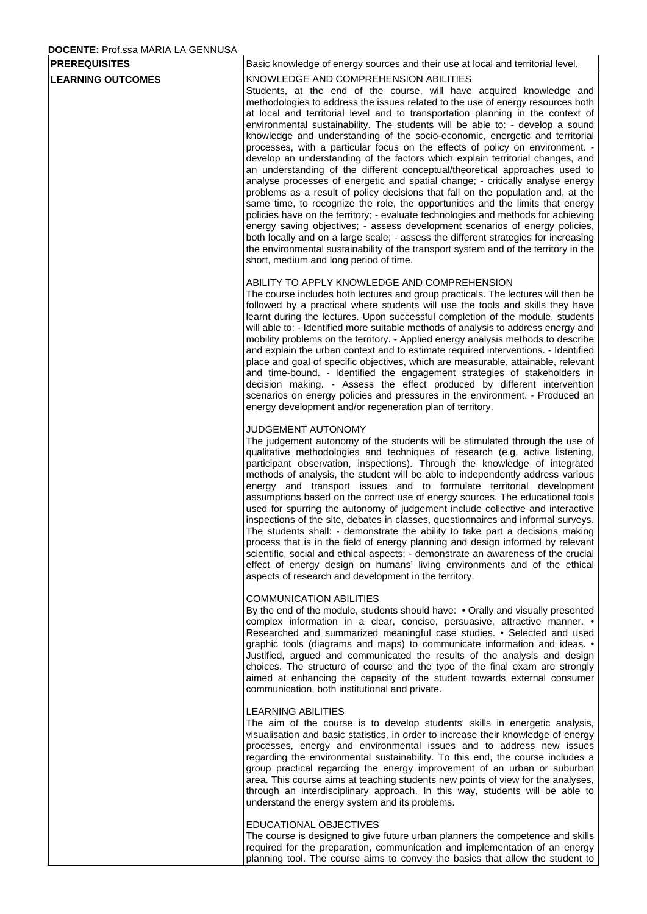**DOCENTE:** Prof.ssa MARIA LA GENNUSA

| **PREREQUISITES** | Basic knowledge of energy sources and their use at local and territorial level. |
|---|---|
| **LEARNING OUTCOMES** | KNOWLEDGE AND COMPREHENSION ABILITIES<br>Students, at the end of the course, will have acquired knowledge and methodologies to address the issues related to the use of energy resources both at local and territorial level and to transportation planning in the context of environmental sustainability. The students will be able to: - develop a sound knowledge and understanding of the socio-economic, energetic and territorial processes, with a particular focus on the effects of policy on environment. - develop an understanding of the factors which explain territorial changes, and an understanding of the different conceptual/theoretical approaches used to analyse processes of energetic and spatial change; - critically analyse energy problems as a result of policy decisions that fall on the population and, at the same time, to recognize the role, the opportunities and the limits that energy policies have on the territory; - evaluate technologies and methods for achieving energy saving objectives; - assess development scenarios of energy policies, both locally and on a large scale; - assess the different strategies for increasing the environmental sustainability of the transport system and of the territory in the short, medium and long period of time.<br><br>ABILITY TO APPLY KNOWLEDGE AND COMPREHENSION<br>The course includes both lectures and group practicals. The lectures will then be followed by a practical where students will use the tools and skills they have learnt during the lectures. Upon successful completion of the module, students will able to: - Identified more suitable methods of analysis to address energy and mobility problems on the territory. - Applied energy analysis methods to describe and explain the urban context and to estimate required interventions. - Identified place and goal of specific objectives, which are measurable, attainable, relevant and time-bound. - Identified the engagement strategies of stakeholders in decision making. - Assess the effect produced by different intervention scenarios on energy policies and pressures in the environment. - Produced an energy development and/or regeneration plan of territory.<br><br>JUDGEMENT AUTONOMY<br>The judgement autonomy of the students will be stimulated through the use of qualitative methodologies and techniques of research (e.g. active listening, participant observation, inspections). Through the knowledge of integrated methods of analysis, the student will be able to independently address various energy and transport issues and to formulate territorial development assumptions based on the correct use of energy sources. The educational tools used for spurring the autonomy of judgement include collective and interactive inspections of the site, debates in classes, questionnaires and informal surveys. The students shall: - demonstrate the ability to take part a decisions making process that is in the field of energy planning and design informed by relevant scientific, social and ethical aspects; - demonstrate an awareness of the crucial effect of energy design on humans' living environments and of the ethical aspects of research and development in the territory.<br><br>COMMUNICATION ABILITIES<br>By the end of the module, students should have: • Orally and visually presented complex information in a clear, concise, persuasive, attractive manner. • Researched and summarized meaningful case studies. • Selected and used graphic tools (diagrams and maps) to communicate information and ideas. • Justified, argued and communicated the results of the analysis and design choices. The structure of course and the type of the final exam are strongly aimed at enhancing the capacity of the student towards external consumer communication, both institutional and private.<br><br>LEARNING ABILITIES<br>The aim of the course is to develop students' skills in energetic analysis, visualisation and basic statistics, in order to increase their knowledge of energy processes, energy and environmental issues and to address new issues regarding the environmental sustainability. To this end, the course includes a group practical regarding the energy improvement of an urban or suburban area. This course aims at teaching students new points of view for the analyses, through an interdisciplinary approach. In this way, students will be able to understand the energy system and its problems.<br><br>EDUCATIONAL OBJECTIVES<br>The course is designed to give future urban planners the competence and skills required for the preparation, communication and implementation of an energy planning tool. The course aims to convey the basics that allow the student to |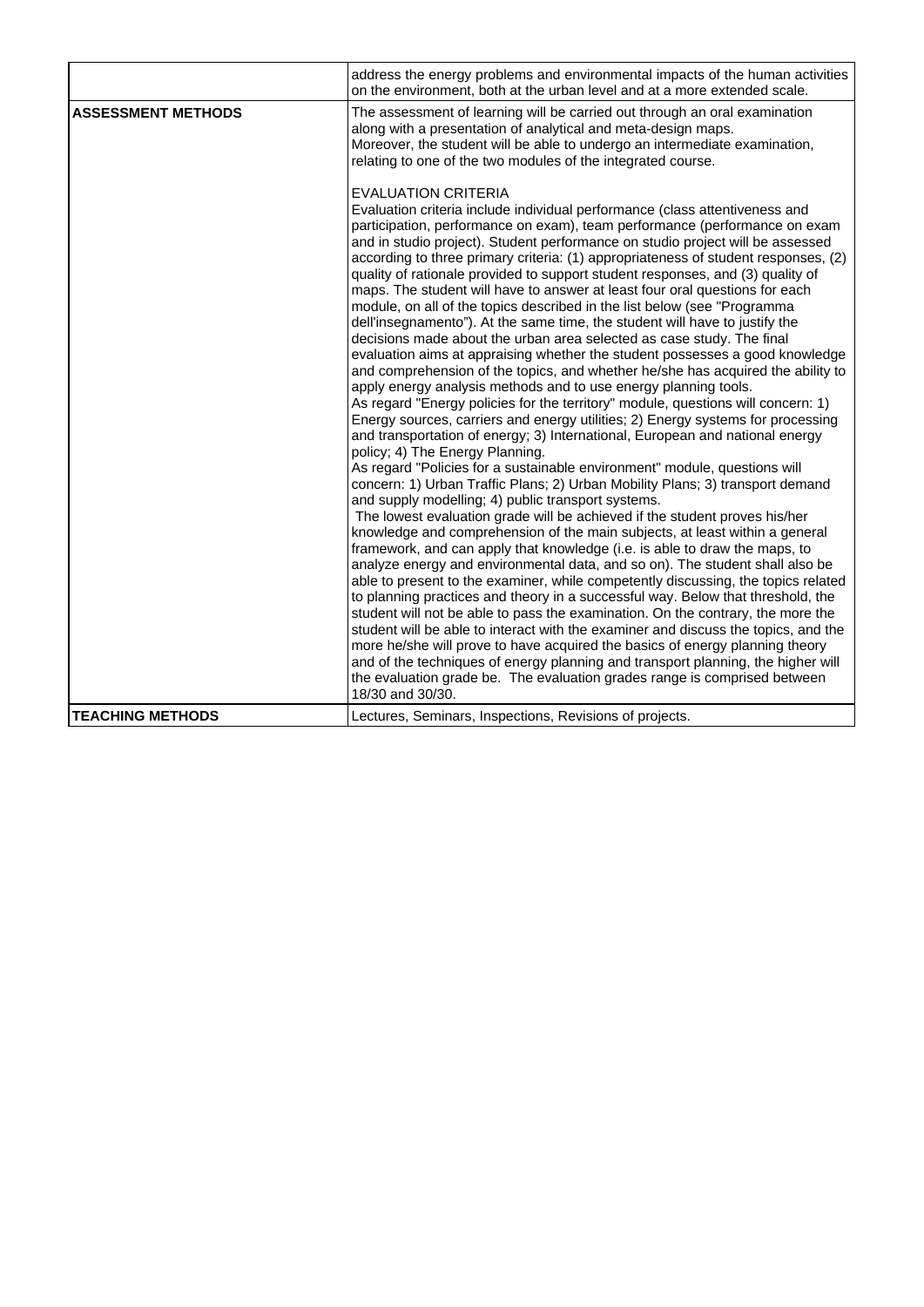| | |
|---|---|
| | address the energy problems and environmental impacts of the human activities on the environment, both at the urban level and at a more extended scale. |
| **ASSESSMENT METHODS** | The assessment of learning will be carried out through an oral examination along with a presentation of analytical and meta-design maps.<br>Moreover, the student will be able to undergo an intermediate examination, relating to one of the two modules of the integrated course.<br><br>EVALUATION CRITERIA<br>Evaluation criteria include individual performance (class attentiveness and participation, performance on exam), team performance (performance on exam and in studio project). Student performance on studio project will be assessed according to three primary criteria: (1) appropriateness of student responses, (2) quality of rationale provided to support student responses, and (3) quality of maps. The student will have to answer at least four oral questions for each module, on all of the topics described in the list below (see "Programma dell'insegnamento"). At the same time, the student will have to justify the decisions made about the urban area selected as case study. The final evaluation aims at appraising whether the student possesses a good knowledge and comprehension of the topics, and whether he/she has acquired the ability to apply energy analysis methods and to use energy planning tools.<br>As regard "Energy policies for the territory" module, questions will concern: 1) Energy sources, carriers and energy utilities; 2) Energy systems for processing and transportation of energy; 3) International, European and national energy policy; 4) The Energy Planning.<br>As regard "Policies for a sustainable environment" module, questions will concern: 1) Urban Traffic Plans; 2) Urban Mobility Plans; 3) transport demand and supply modelling; 4) public transport systems.<br>The lowest evaluation grade will be achieved if the student proves his/her knowledge and comprehension of the main subjects, at least within a general framework, and can apply that knowledge (i.e. is able to draw the maps, to analyze energy and environmental data, and so on). The student shall also be able to present to the examiner, while competently discussing, the topics related to planning practices and theory in a successful way. Below that threshold, the student will not be able to pass the examination. On the contrary, the more the student will be able to interact with the examiner and discuss the topics, and the more he/she will prove to have acquired the basics of energy planning theory and of the techniques of energy planning and transport planning, the higher will the evaluation grade be. The evaluation grades range is comprised between 18/30 and 30/30. |
| **TEACHING METHODS** | Lectures, Seminars, Inspections, Revisions of projects. |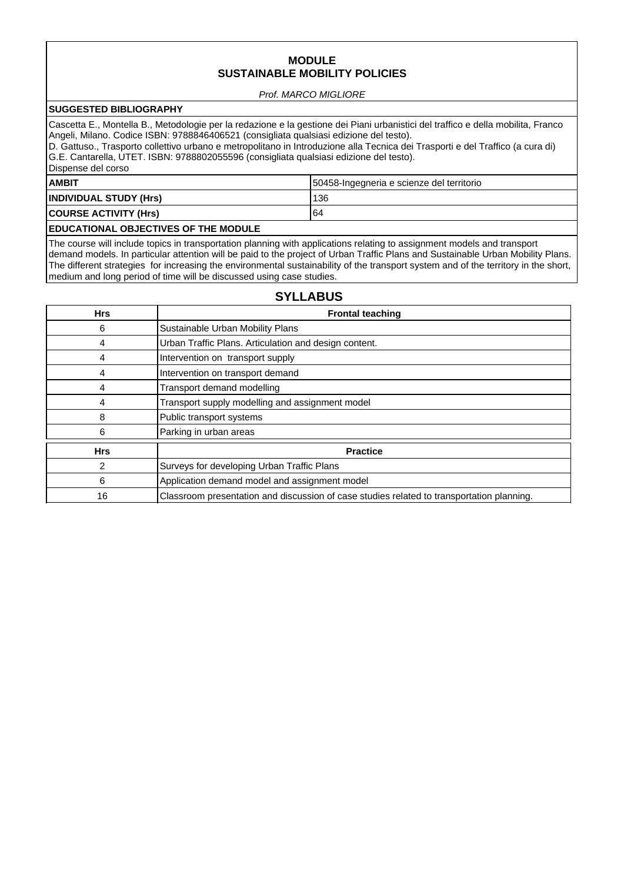# MODULE
# SUSTAINABLE MOBILITY POLICIES

*Prof. MARCO MIGLIORE*

**SUGGESTED BIBLIOGRAPHY**

Cascetta E., Montella B., Metodologie per la redazione e la gestione dei Piani urbanistici del traffico e della mobilita, Franco Angeli, Milano. Codice ISBN: 9788846406521 (consigliata qualsiasi edizione del testo).
D. Gattuso., Trasporto collettivo urbano e metropolitano in Introduzione alla Tecnica dei Trasporti e del Traffico (a cura di) G.E. Cantarella, UTET. ISBN: 9788802055596 (consigliata qualsiasi edizione del testo).
Dispense del corso

| | |
|---|---|
| **AMBIT** | 50458-Ingegneria e scienze del territorio |
| **INDIVIDUAL STUDY (Hrs)** | 136 |
| **COURSE ACTIVITY (Hrs)** | 64 |

**EDUCATIONAL OBJECTIVES OF THE MODULE**

The course will include topics in transportation planning with applications relating to assignment models and transport demand models. In particular attention will be paid to the project of Urban Traffic Plans and Sustainable Urban Mobility Plans. The different strategies for increasing the environmental sustainability of the transport system and of the territory in the short, medium and long period of time will be discussed using case studies.

## SYLLABUS

| Hrs | Frontal teaching |
|---|---|
| 6 | Sustainable Urban Mobility Plans |
| 4 | Urban Traffic Plans. Articulation and design content. |
| 4 | Intervention on transport supply |
| 4 | Intervention on transport demand |
| 4 | Transport demand modelling |
| 4 | Transport supply modelling and assignment model |
| 8 | Public transport systems |
| 6 | Parking in urban areas |

| Hrs | Practice |
|---|---|
| 2 | Surveys for developing Urban Traffic Plans |
| 6 | Application demand model and assignment model |
| 16 | Classroom presentation and discussion of case studies related to transportation planning. |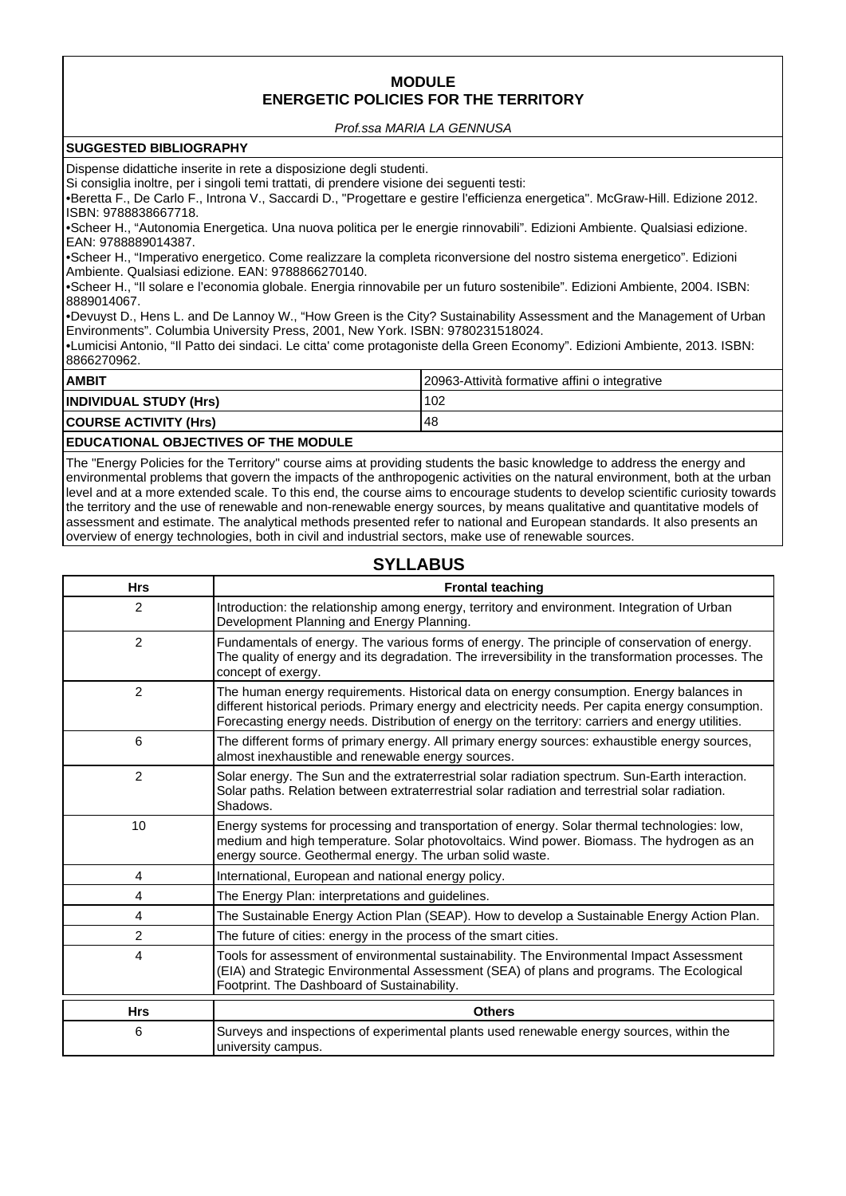## MODULE
## ENERGETIC POLICIES FOR THE TERRITORY

*Prof.ssa MARIA LA GENNUSA*

**SUGGESTED BIBLIOGRAPHY**

Dispense didattiche inserite in rete a disposizione degli studenti.
Si consiglia inoltre, per i singoli temi trattati, di prendere visione dei seguenti testi:
•Beretta F., De Carlo F., Introna V., Saccardi D., "Progettare e gestire l'efficienza energetica". McGraw-Hill. Edizione 2012. ISBN: 9788838667718.
•Scheer H., “Autonomia Energetica. Una nuova politica per le energie rinnovabili”. Edizioni Ambiente. Qualsiasi edizione. EAN: 9788889014387.
•Scheer H., “Imperativo energetico. Come realizzare la completa riconversione del nostro sistema energetico”. Edizioni Ambiente. Qualsiasi edizione. EAN: 9788866270140.
•Scheer H., “Il solare e l’economia globale. Energia rinnovabile per un futuro sostenibile”. Edizioni Ambiente, 2004. ISBN: 8889014067.
•Devuyst D., Hens L. and De Lannoy W., “How Green is the City? Sustainability Assessment and the Management of Urban Environments”. Columbia University Press, 2001, New York. ISBN: 9780231518024.
•Lumicisi Antonio, “Il Patto dei sindaci. Le citta' come protagoniste della Green Economy”. Edizioni Ambiente, 2013. ISBN: 8866270962.

| | |
|---|---|
| **AMBIT** | 20963-Attività formative affini o integrative |
| **INDIVIDUAL STUDY (Hrs)** | 102 |
| **COURSE ACTIVITY (Hrs)** | 48 |

**EDUCATIONAL OBJECTIVES OF THE MODULE**

The "Energy Policies for the Territory" course aims at providing students the basic knowledge to address the energy and environmental problems that govern the impacts of the anthropogenic activities on the natural environment, both at the urban level and at a more extended scale. To this end, the course aims to encourage students to develop scientific curiosity towards the territory and the use of renewable and non-renewable energy sources, by means qualitative and quantitative models of assessment and estimate. The analytical methods presented refer to national and European standards. It also presents an overview of energy technologies, both in civil and industrial sectors, make use of renewable sources.

## SYLLABUS

| Hrs | Frontal teaching |
|---|---|
| 2 | Introduction: the relationship among energy, territory and environment. Integration of Urban Development Planning and Energy Planning. |
| 2 | Fundamentals of energy. The various forms of energy. The principle of conservation of energy. The quality of energy and its degradation. The irreversibility in the transformation processes. The concept of exergy. |
| 2 | The human energy requirements. Historical data on energy consumption. Energy balances in different historical periods. Primary energy and electricity needs. Per capita energy consumption. Forecasting energy needs. Distribution of energy on the territory: carriers and energy utilities. |
| 6 | The different forms of primary energy. All primary energy sources: exhaustible energy sources, almost inexhaustible and renewable energy sources. |
| 2 | Solar energy. The Sun and the extraterrestrial solar radiation spectrum. Sun-Earth interaction. Solar paths. Relation between extraterrestrial solar radiation and terrestrial solar radiation. Shadows. |
| 10 | Energy systems for processing and transportation of energy. Solar thermal technologies: low, medium and high temperature. Solar photovoltaics. Wind power. Biomass. The hydrogen as an energy source. Geothermal energy. The urban solid waste. |
| 4 | International, European and national energy policy. |
| 4 | The Energy Plan: interpretations and guidelines. |
| 4 | The Sustainable Energy Action Plan (SEAP). How to develop a Sustainable Energy Action Plan. |
| 2 | The future of cities: energy in the process of the smart cities. |
| 4 | Tools for assessment of environmental sustainability. The Environmental Impact Assessment (EIA) and Strategic Environmental Assessment (SEA) of plans and programs. The Ecological Footprint. The Dashboard of Sustainability. |

| Hrs | Others |
|---|---|
| 6 | Surveys and inspections of experimental plants used renewable energy sources, within the university campus. |